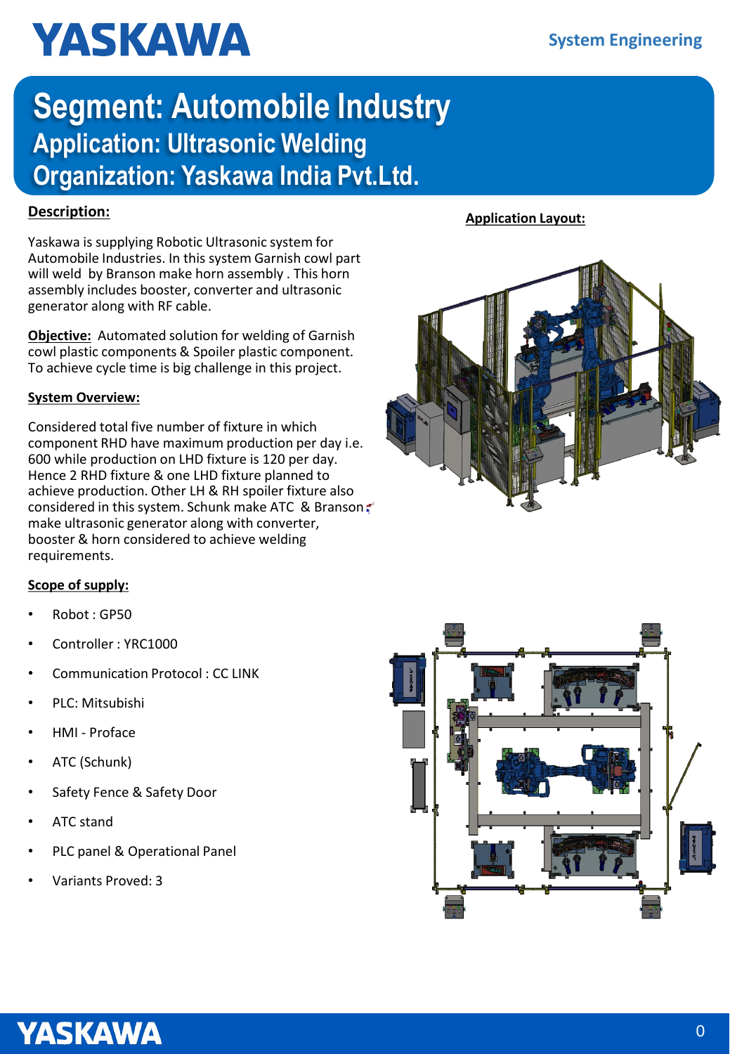# Segment: Automobile Industry

## Application: Ultrasonic Welding

## Organization: Yaskawa India Pvt.Ltd.

**Description:**

Yaskawa is supplying Robotic Ultrasonic system for Automobile Industries. In this system Garnish cowl part will weld by Branson make horn assembly . This horn assembly includes booster, converter and ultrasonic generator along with RF cable.

**Objective:** Automated solution for welding of Garnish cowl plastic components & Spoiler plastic component. To achieve cycle time is big challenge in this project.

**System Overview:**

Considered total five number of fixture in which component RHD have maximum production per day i.e. 600 while production on LHD fixture is 120 per day. Hence 2 RHD fixture & one LHD fixture planned to achieve production. Other LH & RH spoiler fixture also considered in this system. Schunk make ATC & Branson make ultrasonic generator along with converter, booster & horn considered to achieve welding requirements.

**Scope of supply:**

- Robot : GP50
- Controller : YRC1000
- Communication Protocol : CC LINK
- PLC: Mitsubishi
- HMI - Proface
- ATC (Schunk)
- Safety Fence & Safety Door
- ATC stand
- PLC panel & Operational Panel
- Variants Proved: 3

**Application Layout:**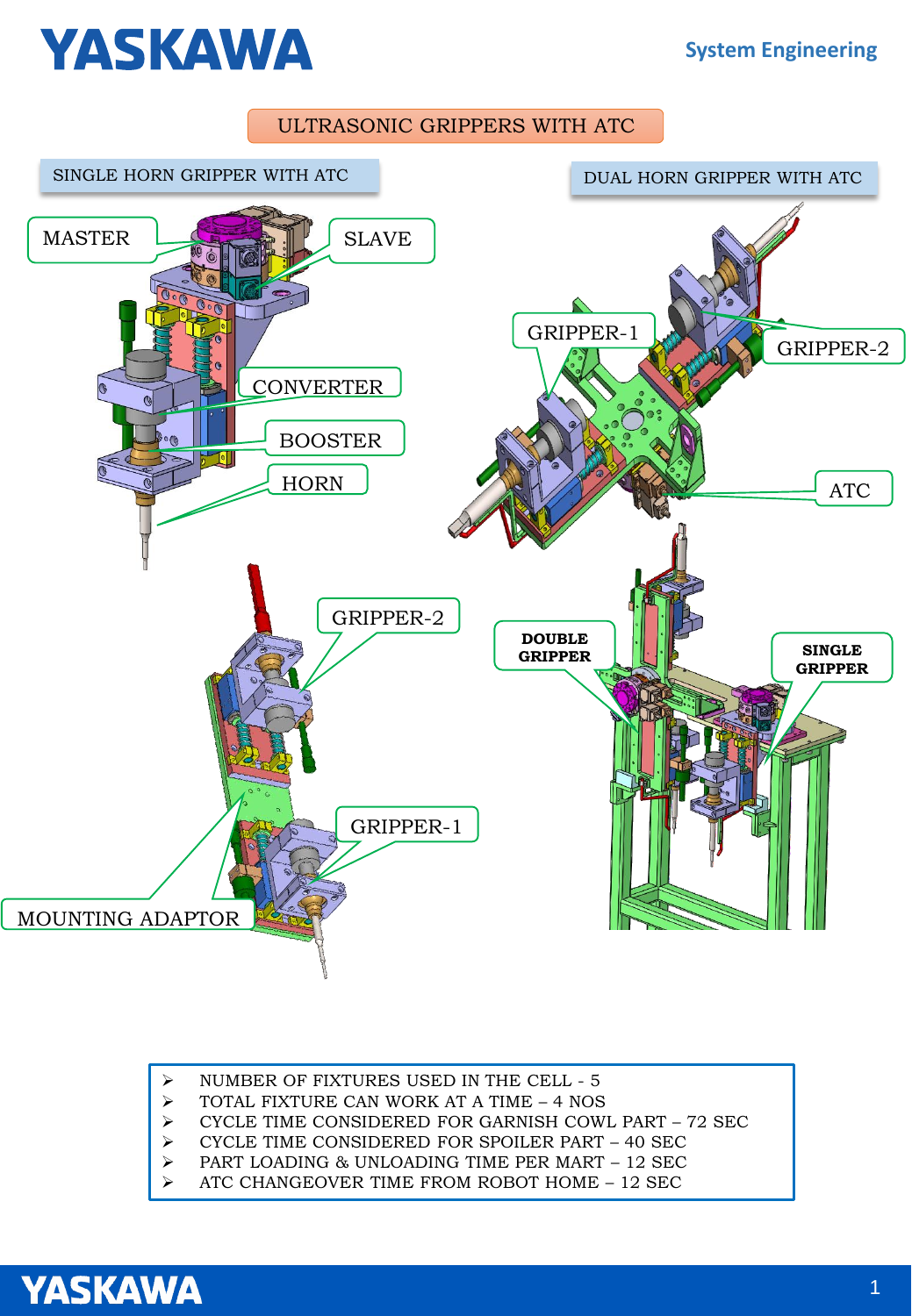# ULTRASONIC GRIPPERS WITH ATC

## SINGLE HORN GRIPPER WITH ATC

MASTER

SLAVE

CONVERTER

BOOSTER

HORN

## DUAL HORN GRIPPER WITH ATC

GRIPPER-1

GRIPPER-2

ATC

GRIPPER-2

GRIPPER-1

MOUNTING ADAPTOR

**DOUBLE GRIPPER**

**SINGLE GRIPPER**

- NUMBER OF FIXTURES USED IN THE CELL - 5
- TOTAL FIXTURE CAN WORK AT A TIME – 4 NOS
- CYCLE TIME CONSIDERED FOR GARNISH COWL PART – 72 SEC
- CYCLE TIME CONSIDERED FOR SPOILER PART – 40 SEC
- PART LOADING & UNLOADING TIME PER MART – 12 SEC
- ATC CHANGEOVER TIME FROM ROBOT HOME – 12 SEC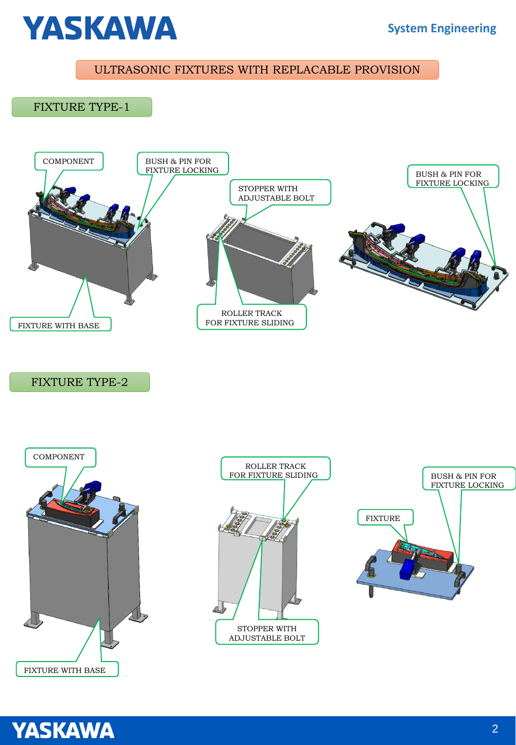# ULTRASONIC FIXTURES WITH REPLACABLE PROVISION

## FIXTURE TYPE-1

COMPONENT

BUSH & PIN FOR FIXTURE LOCKING

STOPPER WITH ADJUSTABLE BOLT

BUSH & PIN FOR FIXTURE LOCKING

FIXTURE WITH BASE

ROLLER TRACK FOR FIXTURE SLIDING

## FIXTURE TYPE-2

COMPONENT

ROLLER TRACK FOR FIXTURE SLIDING

BUSH & PIN FOR FIXTURE LOCKING

FIXTURE

STOPPER WITH ADJUSTABLE BOLT

FIXTURE WITH BASE